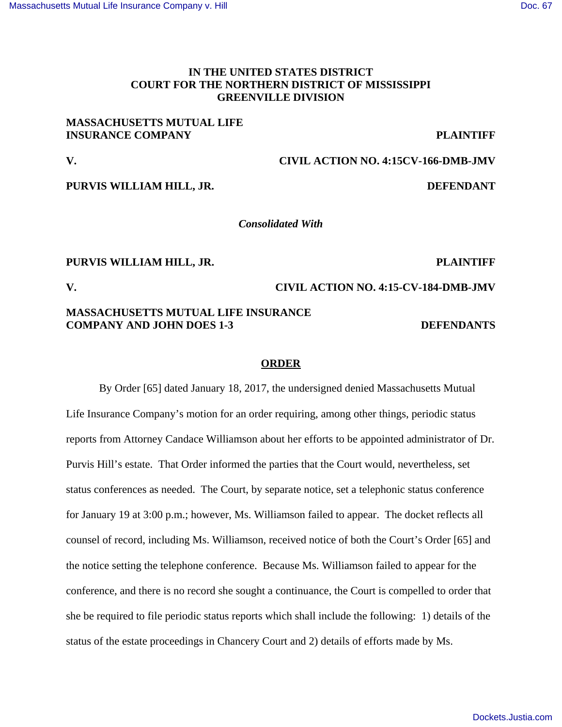**IN THE UNITED STATES DISTRICT COURT FOR THE NORTHERN DISTRICT OF MISSISSIPPI GREENVILLE DIVISION**

**MASSACHUSETTS MUTUAL LIFE INSURANCE COMPANY** — **PLAINTIFF**

**V.** — **CIVIL ACTION NO. 4:15CV-166-DMB-JMV**

**PURVIS WILLIAM HILL, JR.** — **DEFENDANT**

***Consolidated With***

**PURVIS WILLIAM HILL, JR.** — **PLAINTIFF**

**V.** — **CIVIL ACTION NO. 4:15-CV-184-DMB-JMV**

**MASSACHUSETTS MUTUAL LIFE INSURANCE COMPANY AND JOHN DOES 1-3** — **DEFENDANTS**

## ORDER

By Order [65] dated January 18, 2017, the undersigned denied Massachusetts Mutual Life Insurance Company's motion for an order requiring, among other things, periodic status reports from Attorney Candace Williamson about her efforts to be appointed administrator of Dr. Purvis Hill's estate. That Order informed the parties that the Court would, nevertheless, set status conferences as needed. The Court, by separate notice, set a telephonic status conference for January 19 at 3:00 p.m.; however, Ms. Williamson failed to appear. The docket reflects all counsel of record, including Ms. Williamson, received notice of both the Court's Order [65] and the notice setting the telephone conference. Because Ms. Williamson failed to appear for the conference, and there is no record she sought a continuance, the Court is compelled to order that she be required to file periodic status reports which shall include the following: 1) details of the status of the estate proceedings in Chancery Court and 2) details of efforts made by Ms.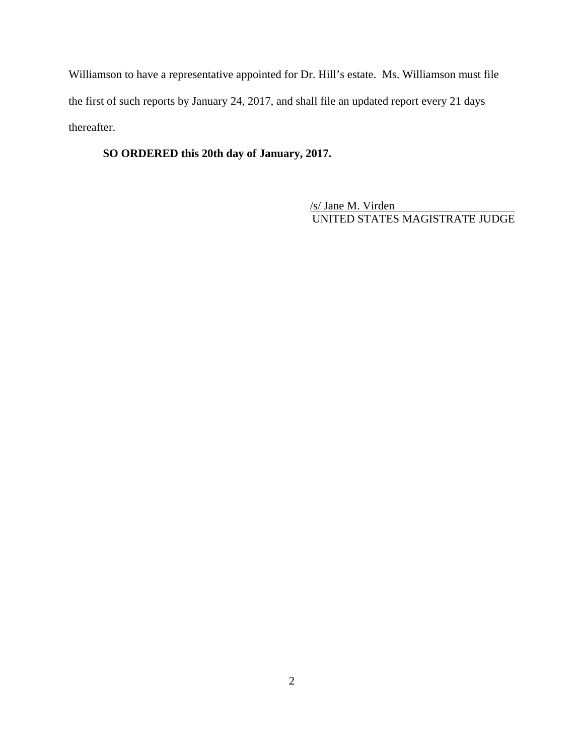Williamson to have a representative appointed for Dr. Hill's estate. Ms. Williamson must file the first of such reports by January 24, 2017, and shall file an updated report every 21 days thereafter.

**SO ORDERED this 20th day of January, 2017.**

/s/ Jane M. Virden
UNITED STATES MAGISTRATE JUDGE